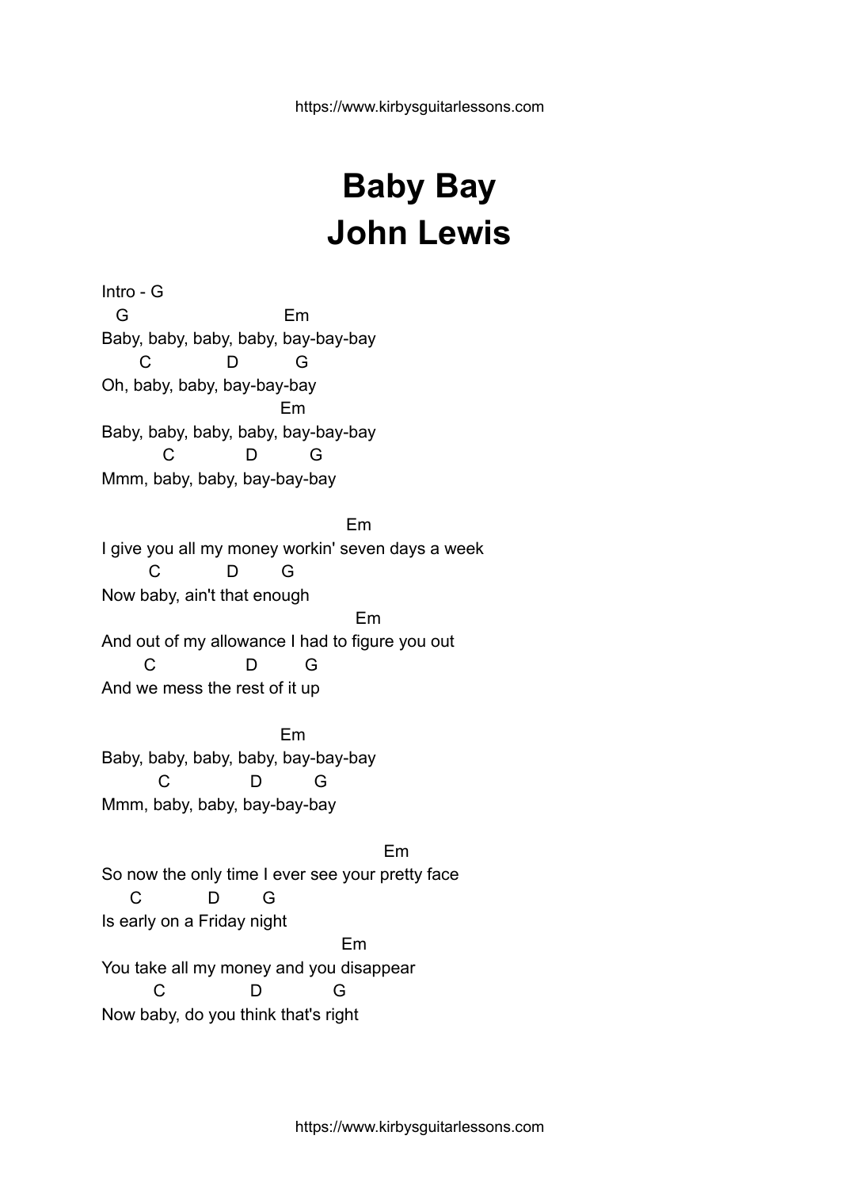# Baby Bay
# John Lewis

```
Intro - G
   G                            Em
Baby, baby, baby, baby, bay-bay-bay
       C               D           G
Oh, baby, baby, bay-bay-bay
                               Em
Baby, baby, baby, baby, bay-bay-bay
           C              D          G
Mmm, baby, baby, bay-bay-bay

                                          Em
I give you all my money workin' seven days a week
         C             D        G
Now baby, ain't that enough
                                           Em
And out of my allowance I had to figure you out
        C                  D         G
And we mess the rest of it up

                               Em
Baby, baby, baby, baby, bay-bay-bay
          C               D          G
Mmm, baby, baby, bay-bay-bay

                                                Em
So now the only time I ever see your pretty face
     C             D        G
Is early on a Friday night
                                         Em
You take all my money and you disappear
          C                 D              G
Now baby, do you think that's right
```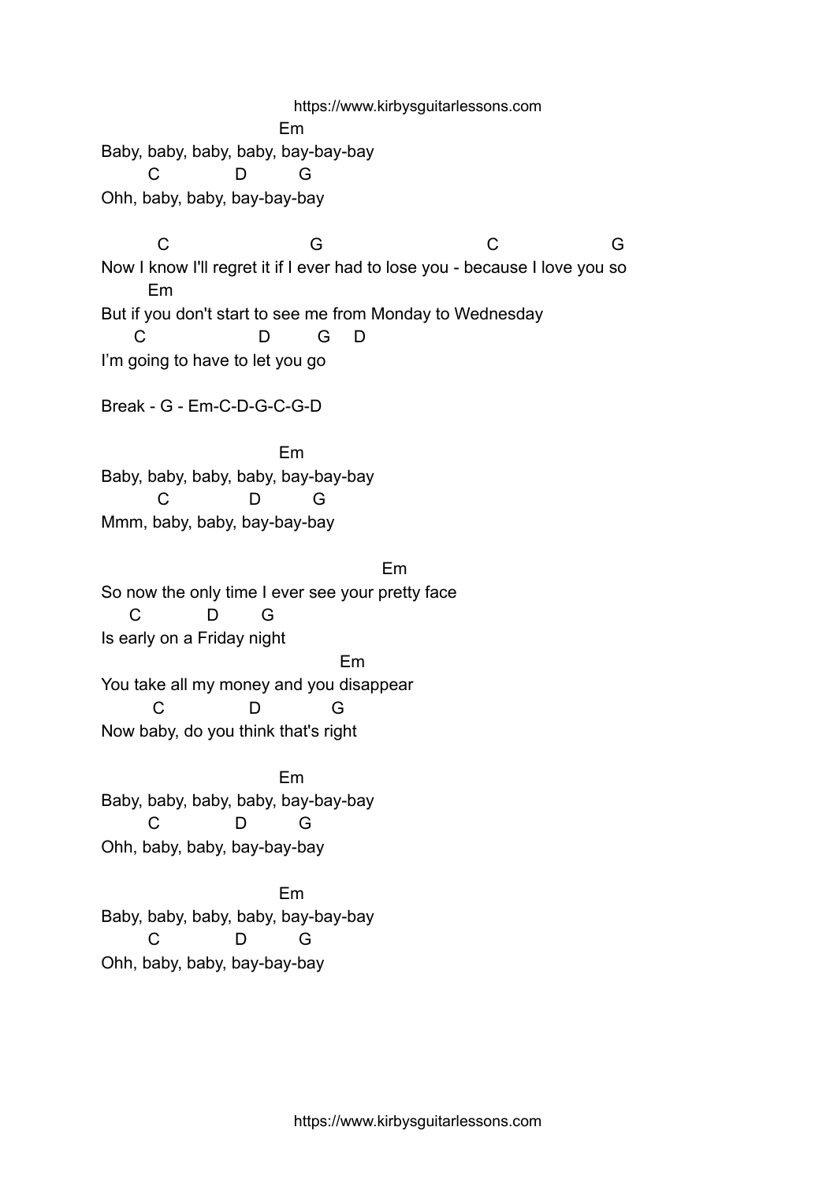```
                          Em
Baby, baby, baby, baby, bay-bay-bay
       C             D          G
Ohh, baby, baby, bay-bay-bay

        C                       G                           C                   G
Now I know I'll regret it if I ever had to lose you - because I love you so
       Em
But if you don't start to see me from Monday to Wednesday
    C                    D         G    D
I'm going to have to let you go

Break - G - Em-C-D-G-C-G-D

                          Em
Baby, baby, baby, baby, bay-bay-bay
        C              D          G
Mmm, baby, baby, bay-bay-bay

                                          Em
So now the only time I ever see your pretty face
    C            D        G
Is early on a Friday night
                                    Em
You take all my money and you disappear
       C              D            G
Now baby, do you think that's right

                          Em
Baby, baby, baby, baby, bay-bay-bay
       C             D          G
Ohh, baby, baby, bay-bay-bay

                          Em
Baby, baby, baby, baby, bay-bay-bay
       C             D          G
Ohh, baby, baby, bay-bay-bay
```